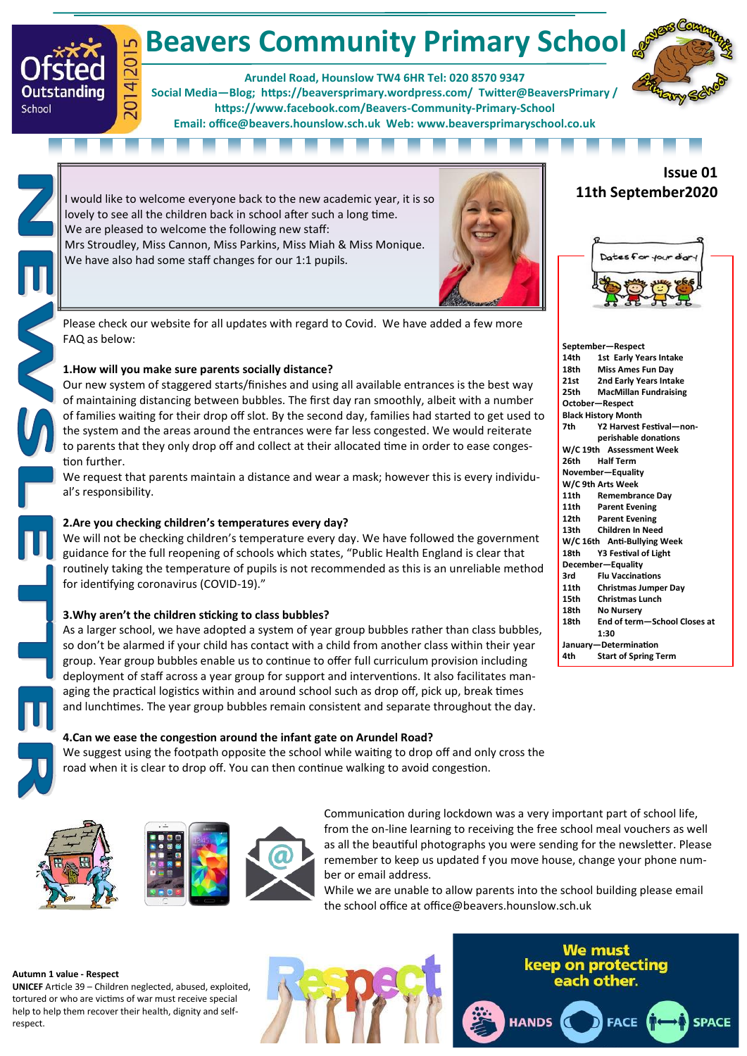# Beavers Community Primary School

**Arundel Road, Hounslow TW4 6HR Tel: 020 8570 9347**
**Social Media—Blog; https://beaversprimary.wordpress.com/ Twitter@BeaversPrimary / https://www.facebook.com/Beavers-Community-Primary-School**
**Email: office@beavers.hounslow.sch.uk Web: www.beaversprimaryschool.co.uk**

Ofsted Outstanding School 2014|2015

## NEWSLETTER

**Issue 01**
**11th September2020**

I would like to welcome everyone back to the new academic year, it is so lovely to see all the children back in school after such a long time.
We are pleased to welcome the following new staff:
Mrs Stroudley, Miss Cannon, Miss Parkins, Miss Miah & Miss Monique.
We have also had some staff changes for our 1:1 pupils.

Please check our website for all updates with regard to Covid. We have added a few more FAQ as below:

**1.How will you make sure parents socially distance?**
Our new system of staggered starts/finishes and using all available entrances is the best way of maintaining distancing between bubbles. The first day ran smoothly, albeit with a number of families waiting for their drop off slot. By the second day, families had started to get used to the system and the areas around the entrances were far less congested. We would reiterate to parents that they only drop off and collect at their allocated time in order to ease congestion further.
We request that parents maintain a distance and wear a mask; however this is every individual's responsibility.

**2.Are you checking children's temperatures every day?**
We will not be checking children's temperature every day. We have followed the government guidance for the full reopening of schools which states, "Public Health England is clear that routinely taking the temperature of pupils is not recommended as this is an unreliable method for identifying coronavirus (COVID-19)."

**3.Why aren't the children sticking to class bubbles?**
As a larger school, we have adopted a system of year group bubbles rather than class bubbles, so don't be alarmed if your child has contact with a child from another class within their year group. Year group bubbles enable us to continue to offer full curriculum provision including deployment of staff across a year group for support and interventions. It also facilitates managing the practical logistics within and around school such as drop off, pick up, break times and lunchtimes. The year group bubbles remain consistent and separate throughout the day.

**4.Can we ease the congestion around the infant gate on Arundel Road?**
We suggest using the footpath opposite the school while waiting to drop off and only cross the road when it is clear to drop off. You can then continue walking to avoid congestion.

### Dates for your diary

**September—Respect**

| | |
|---|---|
| **14th** | **1st Early Years Intake** |
| **18th** | **Miss Ames Fun Day** |
| **21st** | **2nd Early Years Intake** |
| **25th** | **MacMillan Fundraising** |

**October—Respect**
**Black History Month**

| | |
|---|---|
| **7th** | **Y2 Harvest Festival—non-perishable donations** |
| **W/C 19th** | **Assessment Week** |
| **26th** | **Half Term** |

**November—Equality**
**W/C 9th Arts Week**

| | |
|---|---|
| **11th** | **Remembrance Day** |
| **11th** | **Parent Evening** |
| **12th** | **Parent Evening** |
| **13th** | **Children In Need** |
| **W/C 16th** | **Anti-Bullying Week** |
| **18th** | **Y3 Festival of Light** |

**December—Equality**

| | |
|---|---|
| **3rd** | **Flu Vaccinations** |
| **11th** | **Christmas Jumper Day** |
| **15th** | **Christmas Lunch** |
| **18th** | **No Nursery** |
| **18th** | **End of term—School Closes at 1:30** |

**January—Determination**

| | |
|---|---|
| **4th** | **Start of Spring Term** |

Communication during lockdown was a very important part of school life, from the on-line learning to receiving the free school meal vouchers as well as all the beautiful photographs you were sending for the newsletter. Please remember to keep us updated f you move house, change your phone number or email address.
While we are unable to allow parents into the school building please email the school office at office@beavers.hounslow.sch.uk

**Autumn 1 value - Respect**
**UNICEF** Article 39 – Children neglected, abused, exploited, tortured or who are victims of war must receive special help to help them recover their health, dignity and self-respect.

Respect

**We must keep on protecting each other.**
HANDS FACE SPACE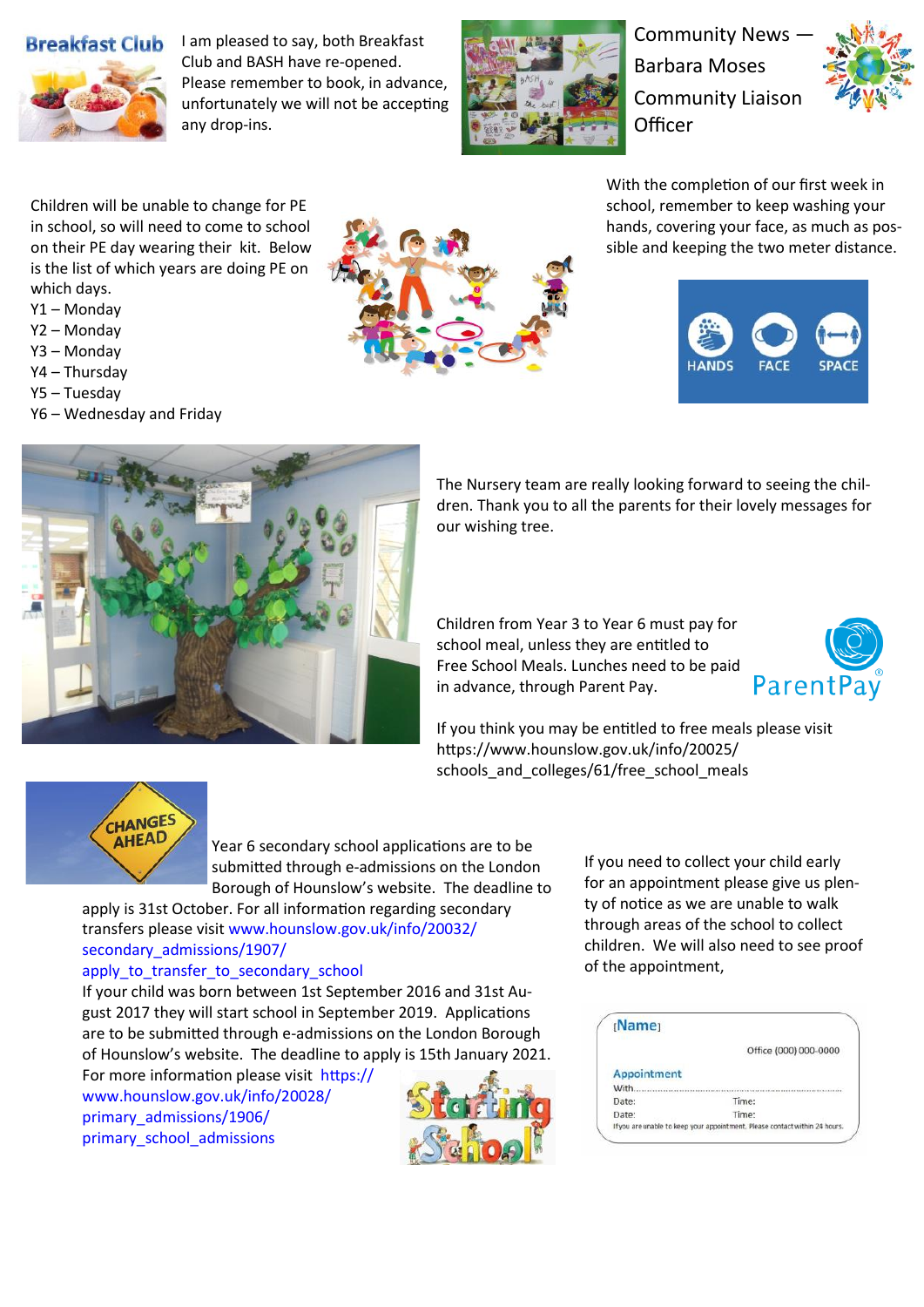## Breakfast Club

I am pleased to say, both Breakfast Club and BASH have re-opened. Please remember to book, in advance, unfortunately we will not be accepting any drop-ins.

## Community News — Barbara Moses Community Liaison Officer

Children will be unable to change for PE in school, so will need to come to school on their PE day wearing their kit. Below is the list of which years are doing PE on which days.

- Y1 – Monday
- Y2 – Monday
- Y3 – Monday
- Y4 – Thursday
- Y5 – Tuesday
- Y6 – Wednesday and Friday

With the completion of our first week in school, remember to keep washing your hands, covering your face, as much as possible and keeping the two meter distance.

HANDS FACE SPACE

The Nursery team are really looking forward to seeing the children. Thank you to all the parents for their lovely messages for our wishing tree.

Children from Year 3 to Year 6 must pay for school meal, unless they are entitled to Free School Meals. Lunches need to be paid in advance, through Parent Pay.

If you think you may be entitled to free meals please visit https://www.hounslow.gov.uk/info/20025/schools_and_colleges/61/free_school_meals

Year 6 secondary school applications are to be submitted through e-admissions on the London Borough of Hounslow's website. The deadline to apply is 31st October. For all information regarding secondary transfers please visit www.hounslow.gov.uk/info/20032/secondary_admissions/1907/apply_to_transfer_to_secondary_school

If your child was born between 1st September 2016 and 31st August 2017 they will start school in September 2019. Applications are to be submitted through e-admissions on the London Borough of Hounslow's website. The deadline to apply is 15th January 2021. For more information please visit https://www.hounslow.gov.uk/info/20028/primary_admissions/1906/primary_school_admissions

If you need to collect your child early for an appointment please give us plenty of notice as we are unable to walk through areas of the school to collect children. We will also need to see proof of the appointment,